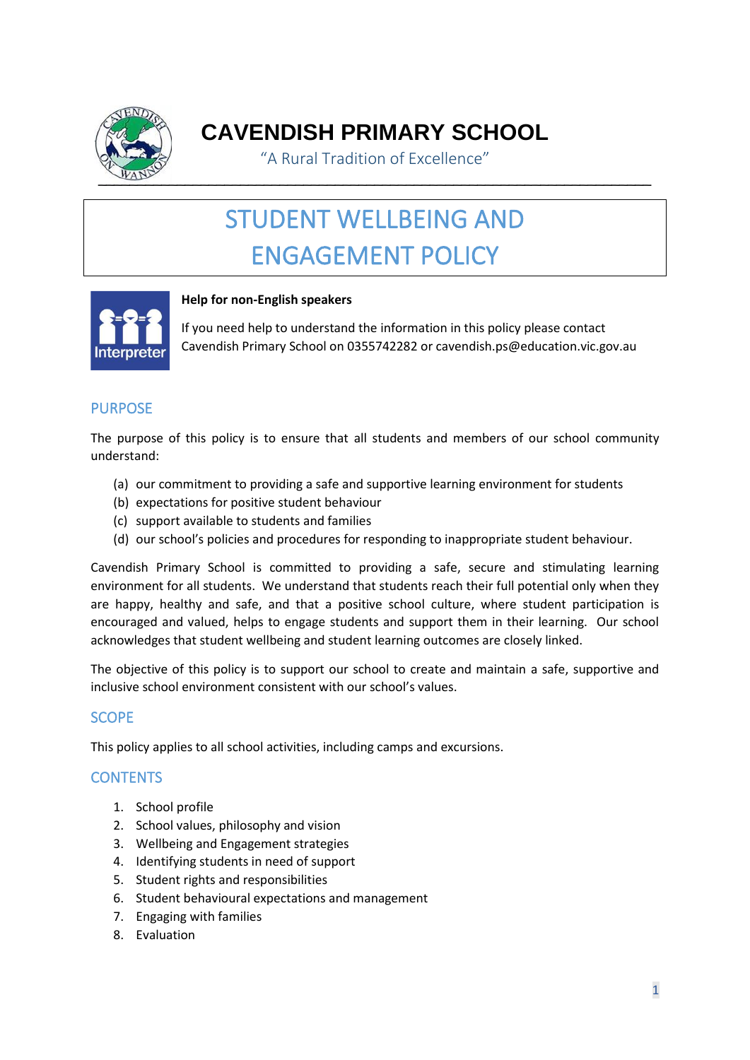# CAVENDISH PRIMARY SCHOOL

"A Rural Tradition of Excellence"

# STUDENT WELLBEING AND ENGAGEMENT POLICY

**Help for non-English speakers**

If you need help to understand the information in this policy please contact Cavendish Primary School on 0355742282 or cavendish.ps@education.vic.gov.au

## PURPOSE

The purpose of this policy is to ensure that all students and members of our school community understand:

(a) our commitment to providing a safe and supportive learning environment for students
(b) expectations for positive student behaviour
(c) support available to students and families
(d) our school's policies and procedures for responding to inappropriate student behaviour.

Cavendish Primary School is committed to providing a safe, secure and stimulating learning environment for all students. We understand that students reach their full potential only when they are happy, healthy and safe, and that a positive school culture, where student participation is encouraged and valued, helps to engage students and support them in their learning. Our school acknowledges that student wellbeing and student learning outcomes are closely linked.

The objective of this policy is to support our school to create and maintain a safe, supportive and inclusive school environment consistent with our school's values.

## SCOPE

This policy applies to all school activities, including camps and excursions.

## CONTENTS

1. School profile
2. School values, philosophy and vision
3. Wellbeing and Engagement strategies
4. Identifying students in need of support
5. Student rights and responsibilities
6. Student behavioural expectations and management
7. Engaging with families
8. Evaluation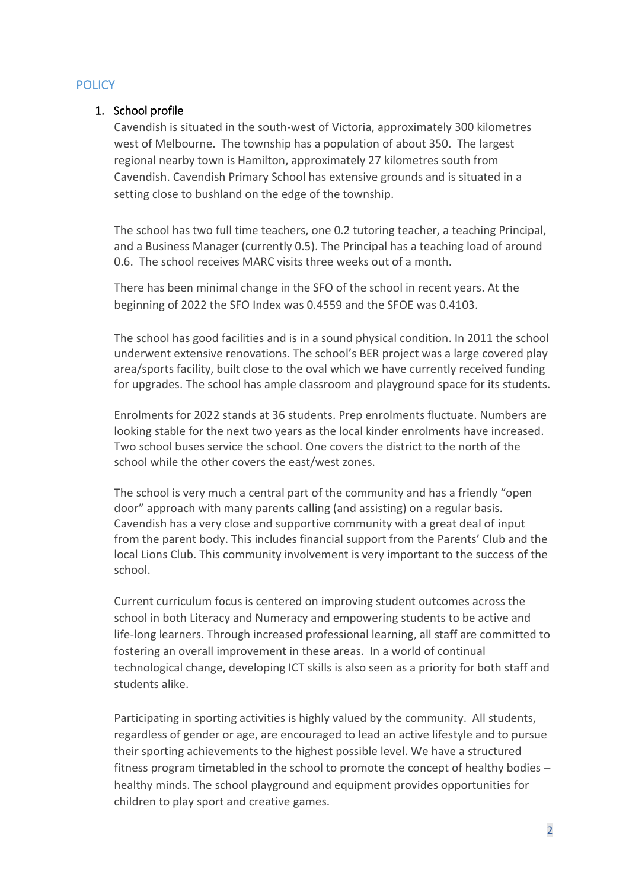# POLICY

## 1. School profile

Cavendish is situated in the south-west of Victoria, approximately 300 kilometres west of Melbourne. The township has a population of about 350. The largest regional nearby town is Hamilton, approximately 27 kilometres south from Cavendish. Cavendish Primary School has extensive grounds and is situated in a setting close to bushland on the edge of the township.

The school has two full time teachers, one 0.2 tutoring teacher, a teaching Principal, and a Business Manager (currently 0.5). The Principal has a teaching load of around 0.6. The school receives MARC visits three weeks out of a month.

There has been minimal change in the SFO of the school in recent years. At the beginning of 2022 the SFO Index was 0.4559 and the SFOE was 0.4103.

The school has good facilities and is in a sound physical condition. In 2011 the school underwent extensive renovations. The school's BER project was a large covered play area/sports facility, built close to the oval which we have currently received funding for upgrades. The school has ample classroom and playground space for its students.

Enrolments for 2022 stands at 36 students. Prep enrolments fluctuate. Numbers are looking stable for the next two years as the local kinder enrolments have increased. Two school buses service the school. One covers the district to the north of the school while the other covers the east/west zones.

The school is very much a central part of the community and has a friendly "open door" approach with many parents calling (and assisting) on a regular basis. Cavendish has a very close and supportive community with a great deal of input from the parent body. This includes financial support from the Parents' Club and the local Lions Club. This community involvement is very important to the success of the school.

Current curriculum focus is centered on improving student outcomes across the school in both Literacy and Numeracy and empowering students to be active and life-long learners. Through increased professional learning, all staff are committed to fostering an overall improvement in these areas. In a world of continual technological change, developing ICT skills is also seen as a priority for both staff and students alike.

Participating in sporting activities is highly valued by the community. All students, regardless of gender or age, are encouraged to lead an active lifestyle and to pursue their sporting achievements to the highest possible level. We have a structured fitness program timetabled in the school to promote the concept of healthy bodies – healthy minds. The school playground and equipment provides opportunities for children to play sport and creative games.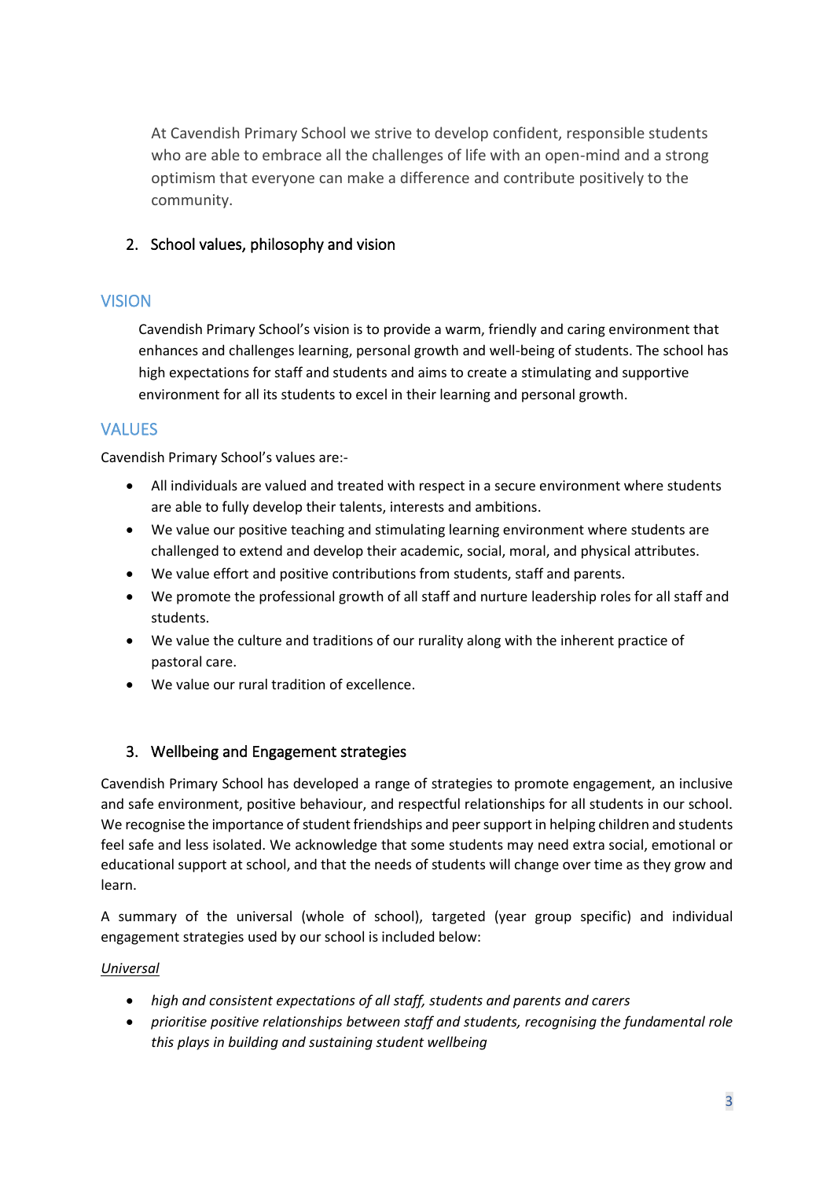At Cavendish Primary School we strive to develop confident, responsible students who are able to embrace all the challenges of life with an open-mind and a strong optimism that everyone can make a difference and contribute positively to the community.

## 2. School values, philosophy and vision

### VISION

Cavendish Primary School's vision is to provide a warm, friendly and caring environment that enhances and challenges learning, personal growth and well-being of students. The school has high expectations for staff and students and aims to create a stimulating and supportive environment for all its students to excel in their learning and personal growth.

### VALUES

Cavendish Primary School's values are:-

- All individuals are valued and treated with respect in a secure environment where students are able to fully develop their talents, interests and ambitions.
- We value our positive teaching and stimulating learning environment where students are challenged to extend and develop their academic, social, moral, and physical attributes.
- We value effort and positive contributions from students, staff and parents.
- We promote the professional growth of all staff and nurture leadership roles for all staff and students.
- We value the culture and traditions of our rurality along with the inherent practice of pastoral care.
- We value our rural tradition of excellence.

## 3. Wellbeing and Engagement strategies

Cavendish Primary School has developed a range of strategies to promote engagement, an inclusive and safe environment, positive behaviour, and respectful relationships for all students in our school. We recognise the importance of student friendships and peer support in helping children and students feel safe and less isolated. We acknowledge that some students may need extra social, emotional or educational support at school, and that the needs of students will change over time as they grow and learn.

A summary of the universal (whole of school), targeted (year group specific) and individual engagement strategies used by our school is included below:

<u>*Universal*</u>

- *high and consistent expectations of all staff, students and parents and carers*
- *prioritise positive relationships between staff and students, recognising the fundamental role this plays in building and sustaining student wellbeing*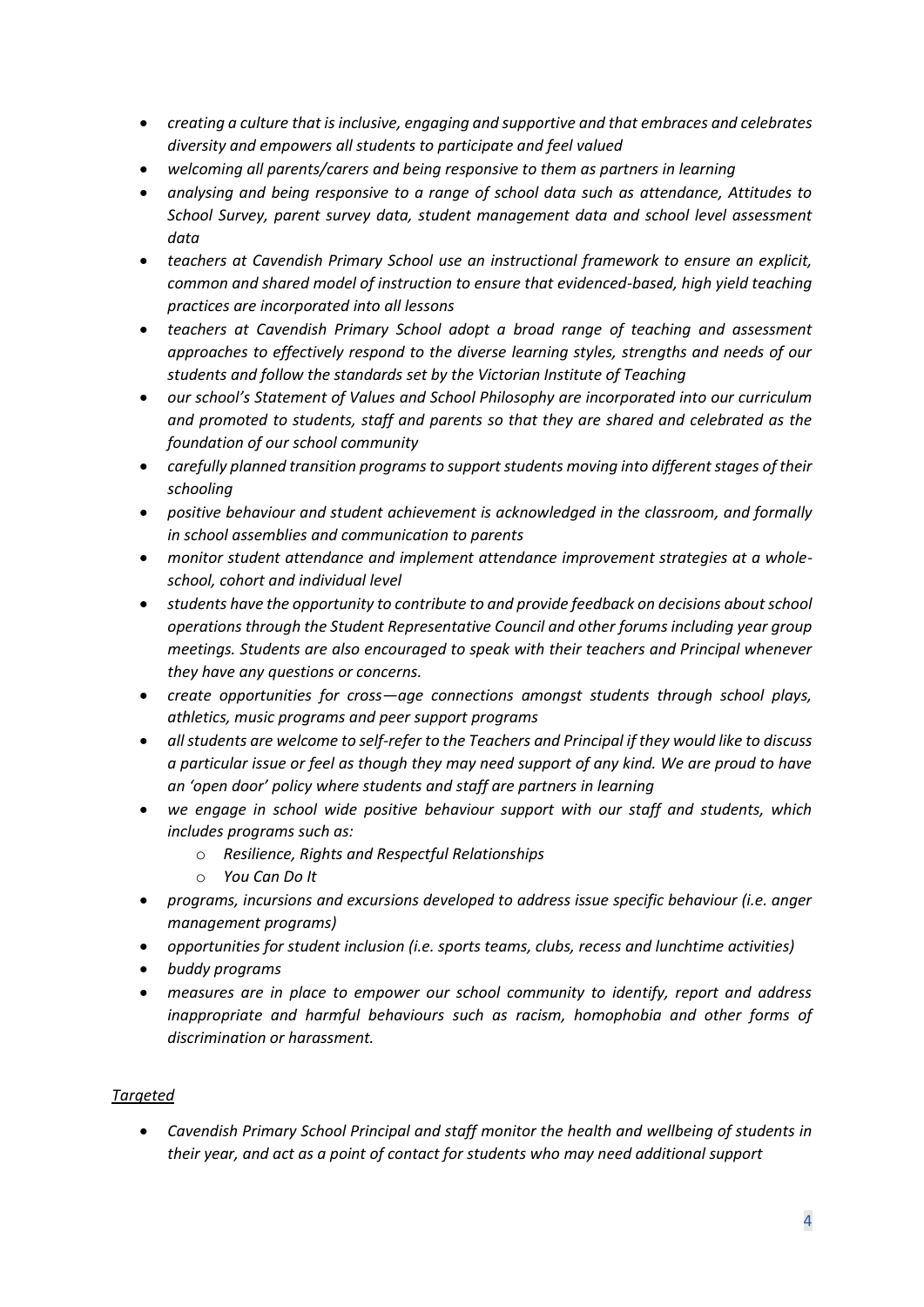- *creating a culture that is inclusive, engaging and supportive and that embraces and celebrates diversity and empowers all students to participate and feel valued*
- *welcoming all parents/carers and being responsive to them as partners in learning*
- *analysing and being responsive to a range of school data such as attendance, Attitudes to School Survey, parent survey data, student management data and school level assessment data*
- *teachers at Cavendish Primary School use an instructional framework to ensure an explicit, common and shared model of instruction to ensure that evidenced-based, high yield teaching practices are incorporated into all lessons*
- *teachers at Cavendish Primary School adopt a broad range of teaching and assessment approaches to effectively respond to the diverse learning styles, strengths and needs of our students and follow the standards set by the Victorian Institute of Teaching*
- *our school's Statement of Values and School Philosophy are incorporated into our curriculum and promoted to students, staff and parents so that they are shared and celebrated as the foundation of our school community*
- *carefully planned transition programs to support students moving into different stages of their schooling*
- *positive behaviour and student achievement is acknowledged in the classroom, and formally in school assemblies and communication to parents*
- *monitor student attendance and implement attendance improvement strategies at a whole-school, cohort and individual level*
- *students have the opportunity to contribute to and provide feedback on decisions about school operations through the Student Representative Council and other forums including year group meetings. Students are also encouraged to speak with their teachers and Principal whenever they have any questions or concerns.*
- *create opportunities for cross—age connections amongst students through school plays, athletics, music programs and peer support programs*
- *all students are welcome to self-refer to the Teachers and Principal if they would like to discuss a particular issue or feel as though they may need support of any kind. We are proud to have an 'open door' policy where students and staff are partners in learning*
- *we engage in school wide positive behaviour support with our staff and students, which includes programs such as:*
  - *Resilience, Rights and Respectful Relationships*
  - *You Can Do It*
- *programs, incursions and excursions developed to address issue specific behaviour (i.e. anger management programs)*
- *opportunities for student inclusion (i.e. sports teams, clubs, recess and lunchtime activities)*
- *buddy programs*
- *measures are in place to empower our school community to identify, report and address inappropriate and harmful behaviours such as racism, homophobia and other forms of discrimination or harassment.*

*Targeted*

- *Cavendish Primary School Principal and staff monitor the health and wellbeing of students in their year, and act as a point of contact for students who may need additional support*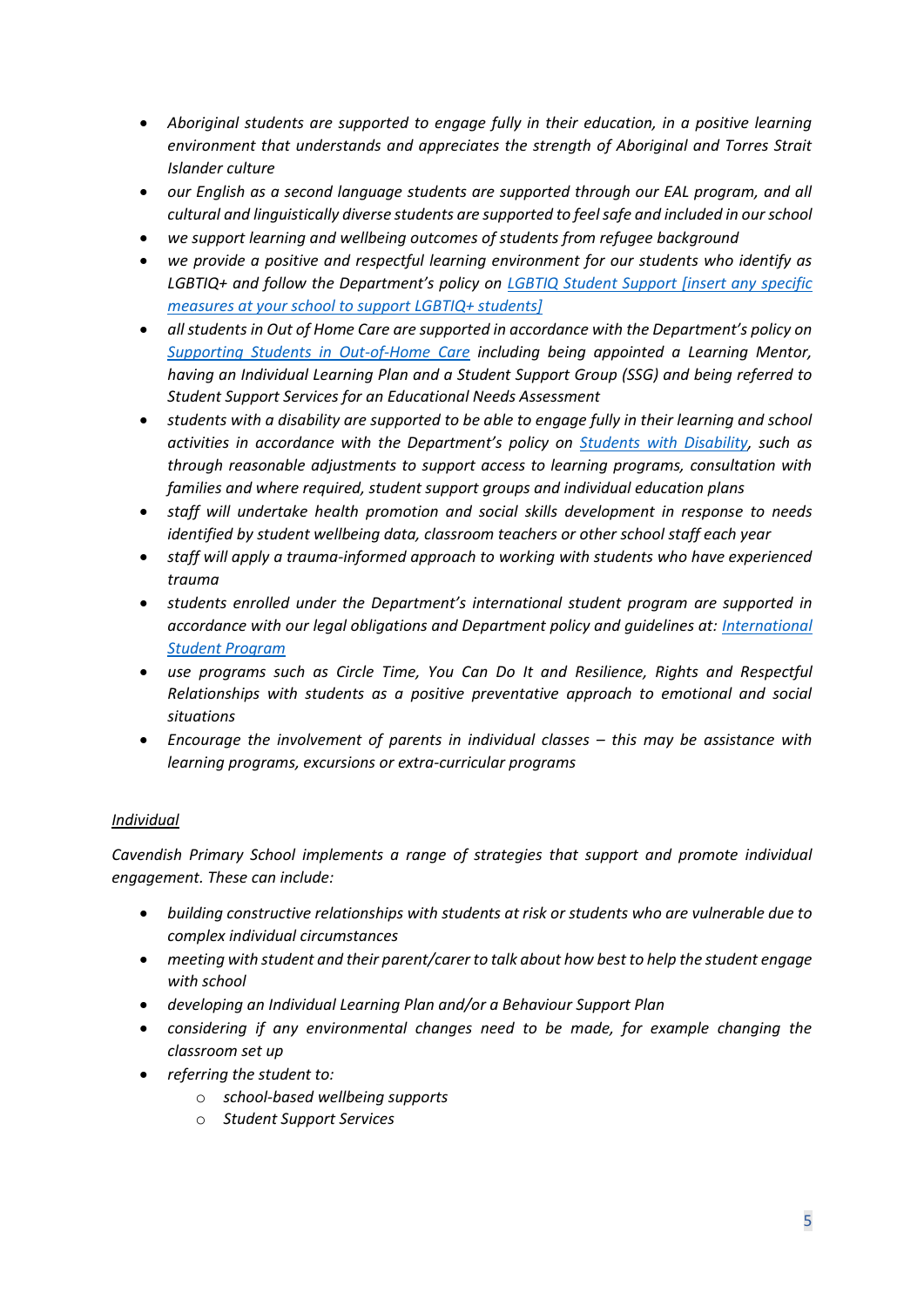- *Aboriginal students are supported to engage fully in their education, in a positive learning environment that understands and appreciates the strength of Aboriginal and Torres Strait Islander culture*
- *our English as a second language students are supported through our EAL program, and all cultural and linguistically diverse students are supported to feel safe and included in our school*
- *we support learning and wellbeing outcomes of students from refugee background*
- *we provide a positive and respectful learning environment for our students who identify as LGBTIQ+ and follow the Department's policy on [LGBTIQ Student Support [insert any specific measures at your school to support LGBTIQ+ students]]()*
- *all students in Out of Home Care are supported in accordance with the Department's policy on [Supporting Students in Out-of-Home Care]() including being appointed a Learning Mentor, having an Individual Learning Plan and a Student Support Group (SSG) and being referred to Student Support Services for an Educational Needs Assessment*
- *students with a disability are supported to be able to engage fully in their learning and school activities in accordance with the Department's policy on [Students with Disability](), such as through reasonable adjustments to support access to learning programs, consultation with families and where required, student support groups and individual education plans*
- *staff will undertake health promotion and social skills development in response to needs identified by student wellbeing data, classroom teachers or other school staff each year*
- *staff will apply a trauma-informed approach to working with students who have experienced trauma*
- *students enrolled under the Department's international student program are supported in accordance with our legal obligations and Department policy and guidelines at: [International Student Program]()*
- *use programs such as Circle Time, You Can Do It and Resilience, Rights and Respectful Relationships with students as a positive preventative approach to emotional and social situations*
- *Encourage the involvement of parents in individual classes – this may be assistance with learning programs, excursions or extra-curricular programs*

<u>*Individual*</u>

*Cavendish Primary School implements a range of strategies that support and promote individual engagement. These can include:*

- *building constructive relationships with students at risk or students who are vulnerable due to complex individual circumstances*
- *meeting with student and their parent/carer to talk about how best to help the student engage with school*
- *developing an Individual Learning Plan and/or a Behaviour Support Plan*
- *considering if any environmental changes need to be made, for example changing the classroom set up*
- *referring the student to:*
  - *school-based wellbeing supports*
  - *Student Support Services*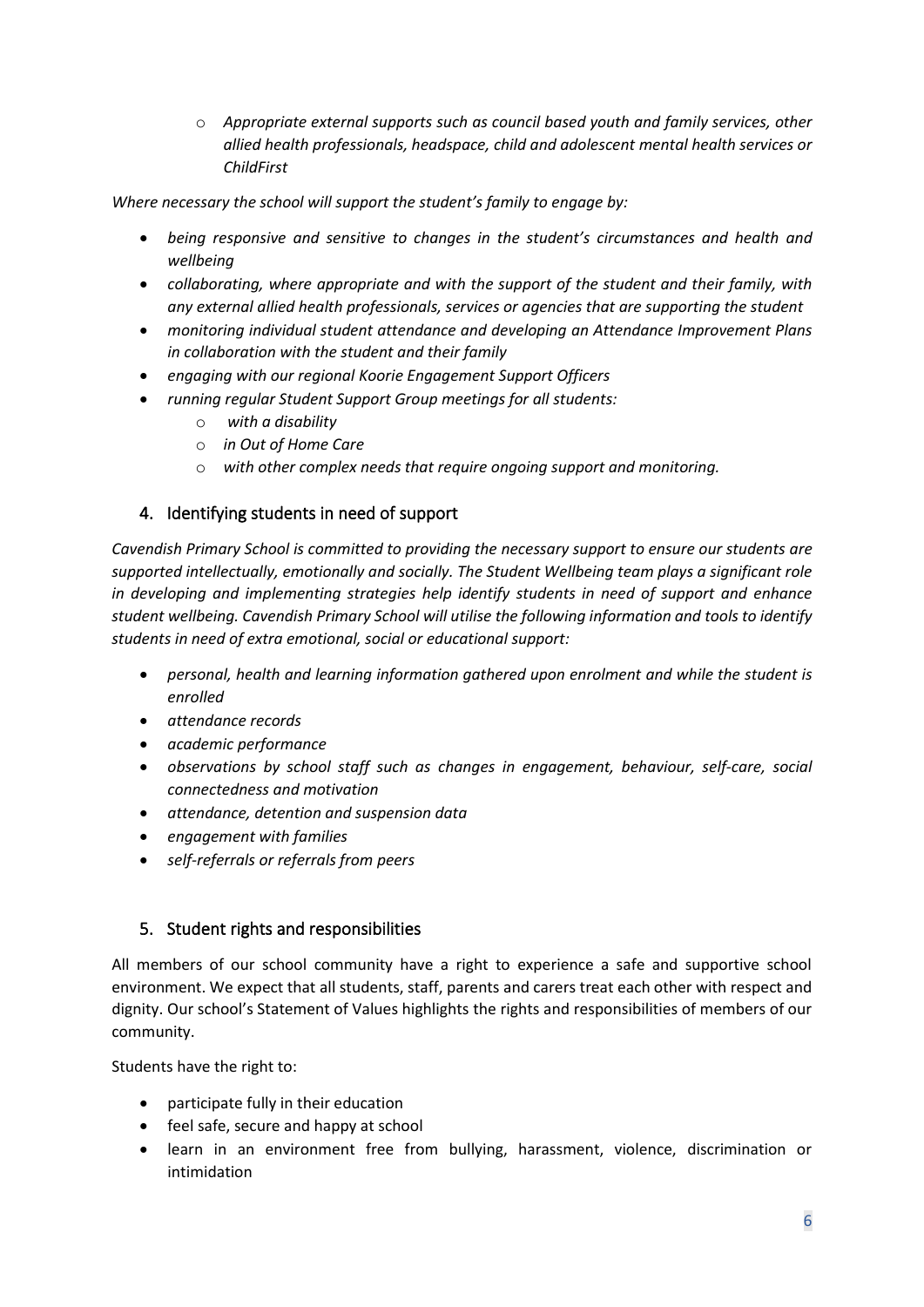- *Appropriate external supports such as council based youth and family services, other allied health professionals, headspace, child and adolescent mental health services or ChildFirst*

*Where necessary the school will support the student's family to engage by:*

- *being responsive and sensitive to changes in the student's circumstances and health and wellbeing*
- *collaborating, where appropriate and with the support of the student and their family, with any external allied health professionals, services or agencies that are supporting the student*
- *monitoring individual student attendance and developing an Attendance Improvement Plans in collaboration with the student and their family*
- *engaging with our regional Koorie Engagement Support Officers*
- *running regular Student Support Group meetings for all students:*
  - *with a disability*
  - *in Out of Home Care*
  - *with other complex needs that require ongoing support and monitoring.*

## 4. Identifying students in need of support

*Cavendish Primary School is committed to providing the necessary support to ensure our students are supported intellectually, emotionally and socially. The Student Wellbeing team plays a significant role in developing and implementing strategies help identify students in need of support and enhance student wellbeing. Cavendish Primary School will utilise the following information and tools to identify students in need of extra emotional, social or educational support:*

- *personal, health and learning information gathered upon enrolment and while the student is enrolled*
- *attendance records*
- *academic performance*
- *observations by school staff such as changes in engagement, behaviour, self-care, social connectedness and motivation*
- *attendance, detention and suspension data*
- *engagement with families*
- *self-referrals or referrals from peers*

## 5. Student rights and responsibilities

All members of our school community have a right to experience a safe and supportive school environment. We expect that all students, staff, parents and carers treat each other with respect and dignity. Our school's Statement of Values highlights the rights and responsibilities of members of our community.

Students have the right to:

- participate fully in their education
- feel safe, secure and happy at school
- learn in an environment free from bullying, harassment, violence, discrimination or intimidation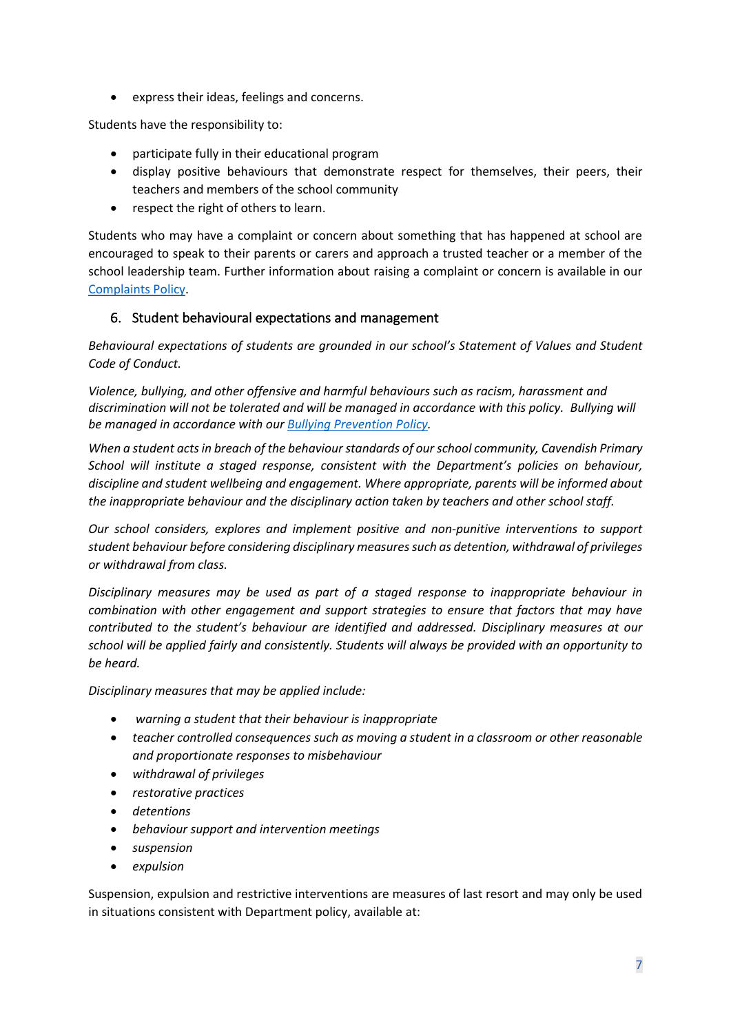- express their ideas, feelings and concerns.

Students have the responsibility to:

- participate fully in their educational program
- display positive behaviours that demonstrate respect for themselves, their peers, their teachers and members of the school community
- respect the right of others to learn.

Students who may have a complaint or concern about something that has happened at school are encouraged to speak to their parents or carers and approach a trusted teacher or a member of the school leadership team. Further information about raising a complaint or concern is available in our [Complaints Policy](Complaints Policy).

## 6. Student behavioural expectations and management

*Behavioural expectations of students are grounded in our school's Statement of Values and Student Code of Conduct.*

*Violence, bullying, and other offensive and harmful behaviours such as racism, harassment and discrimination will not be tolerated and will be managed in accordance with this policy. Bullying will be managed in accordance with our [Bullying Prevention Policy](Bullying Prevention Policy).*

*When a student acts in breach of the behaviour standards of our school community, Cavendish Primary School will institute a staged response, consistent with the Department's policies on behaviour, discipline and student wellbeing and engagement. Where appropriate, parents will be informed about the inappropriate behaviour and the disciplinary action taken by teachers and other school staff.*

*Our school considers, explores and implement positive and non-punitive interventions to support student behaviour before considering disciplinary measures such as detention, withdrawal of privileges or withdrawal from class.*

*Disciplinary measures may be used as part of a staged response to inappropriate behaviour in combination with other engagement and support strategies to ensure that factors that may have contributed to the student's behaviour are identified and addressed. Disciplinary measures at our school will be applied fairly and consistently. Students will always be provided with an opportunity to be heard.*

*Disciplinary measures that may be applied include:*

- *warning a student that their behaviour is inappropriate*
- *teacher controlled consequences such as moving a student in a classroom or other reasonable and proportionate responses to misbehaviour*
- *withdrawal of privileges*
- *restorative practices*
- *detentions*
- *behaviour support and intervention meetings*
- *suspension*
- *expulsion*

Suspension, expulsion and restrictive interventions are measures of last resort and may only be used in situations consistent with Department policy, available at: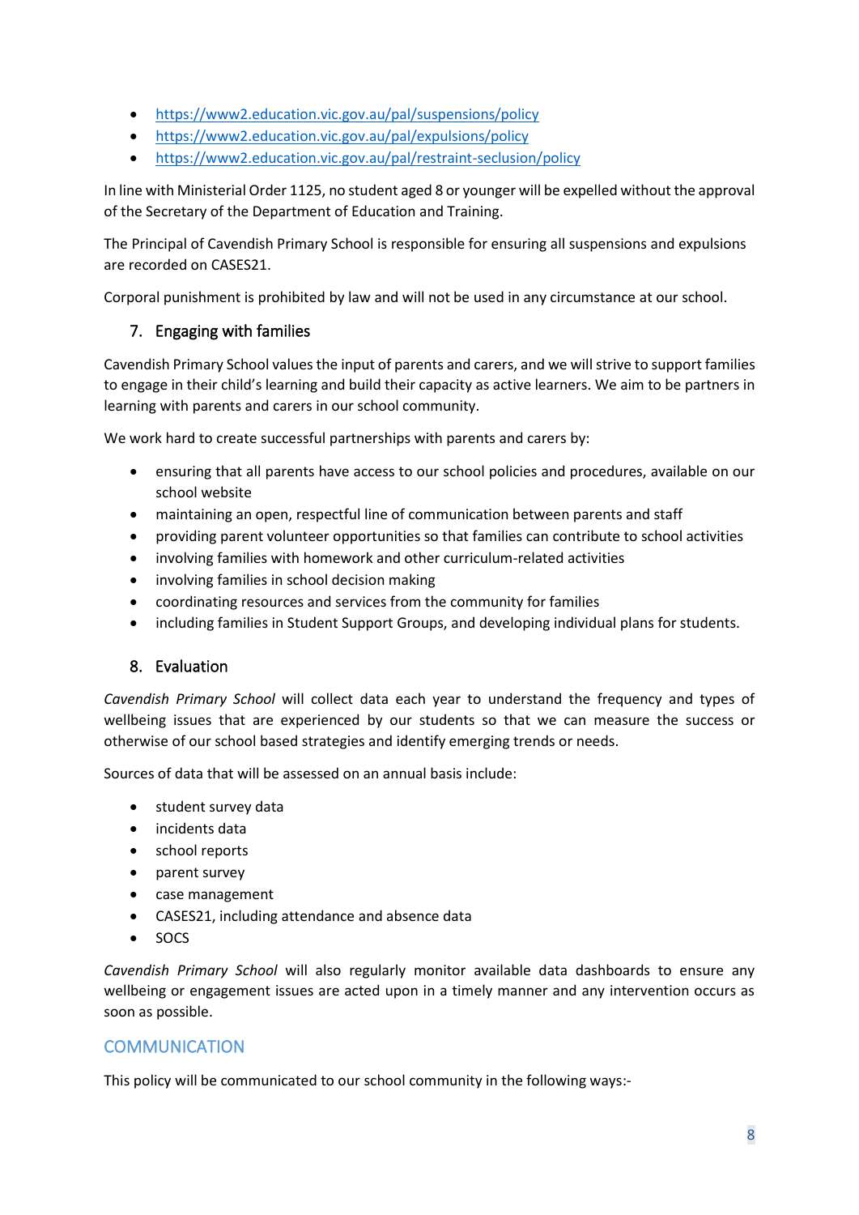- https://www2.education.vic.gov.au/pal/suspensions/policy
- https://www2.education.vic.gov.au/pal/expulsions/policy
- https://www2.education.vic.gov.au/pal/restraint-seclusion/policy

In line with Ministerial Order 1125, no student aged 8 or younger will be expelled without the approval of the Secretary of the Department of Education and Training.

The Principal of Cavendish Primary School is responsible for ensuring all suspensions and expulsions are recorded on CASES21.

Corporal punishment is prohibited by law and will not be used in any circumstance at our school.

## 7. Engaging with families

Cavendish Primary School values the input of parents and carers, and we will strive to support families to engage in their child's learning and build their capacity as active learners. We aim to be partners in learning with parents and carers in our school community.

We work hard to create successful partnerships with parents and carers by:

- ensuring that all parents have access to our school policies and procedures, available on our school website
- maintaining an open, respectful line of communication between parents and staff
- providing parent volunteer opportunities so that families can contribute to school activities
- involving families with homework and other curriculum-related activities
- involving families in school decision making
- coordinating resources and services from the community for families
- including families in Student Support Groups, and developing individual plans for students.

## 8. Evaluation

*Cavendish Primary School* will collect data each year to understand the frequency and types of wellbeing issues that are experienced by our students so that we can measure the success or otherwise of our school based strategies and identify emerging trends or needs.

Sources of data that will be assessed on an annual basis include:

- student survey data
- incidents data
- school reports
- parent survey
- case management
- CASES21, including attendance and absence data
- SOCS

*Cavendish Primary School* will also regularly monitor available data dashboards to ensure any wellbeing or engagement issues are acted upon in a timely manner and any intervention occurs as soon as possible.

# COMMUNICATION

This policy will be communicated to our school community in the following ways:-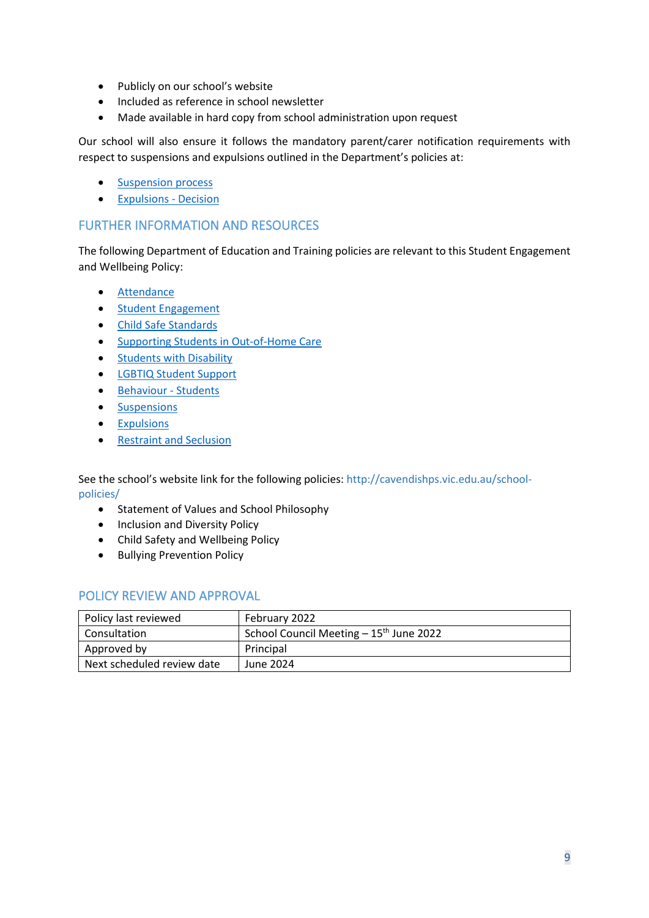- Publicly on our school's website
- Included as reference in school newsletter
- Made available in hard copy from school administration upon request

Our school will also ensure it follows the mandatory parent/carer notification requirements with respect to suspensions and expulsions outlined in the Department's policies at:

- Suspension process
- Expulsions - Decision

## FURTHER INFORMATION AND RESOURCES

The following Department of Education and Training policies are relevant to this Student Engagement and Wellbeing Policy:

- Attendance
- Student Engagement
- Child Safe Standards
- Supporting Students in Out-of-Home Care
- Students with Disability
- LGBTIQ Student Support
- Behaviour - Students
- Suspensions
- Expulsions
- Restraint and Seclusion

See the school's website link for the following policies: http://cavendishps.vic.edu.au/school-policies/

- Statement of Values and School Philosophy
- Inclusion and Diversity Policy
- Child Safety and Wellbeing Policy
- Bullying Prevention Policy

## POLICY REVIEW AND APPROVAL

| | |
|---|---|
| Policy last reviewed | February 2022 |
| Consultation | School Council Meeting – 15th June 2022 |
| Approved by | Principal |
| Next scheduled review date | June 2024 |